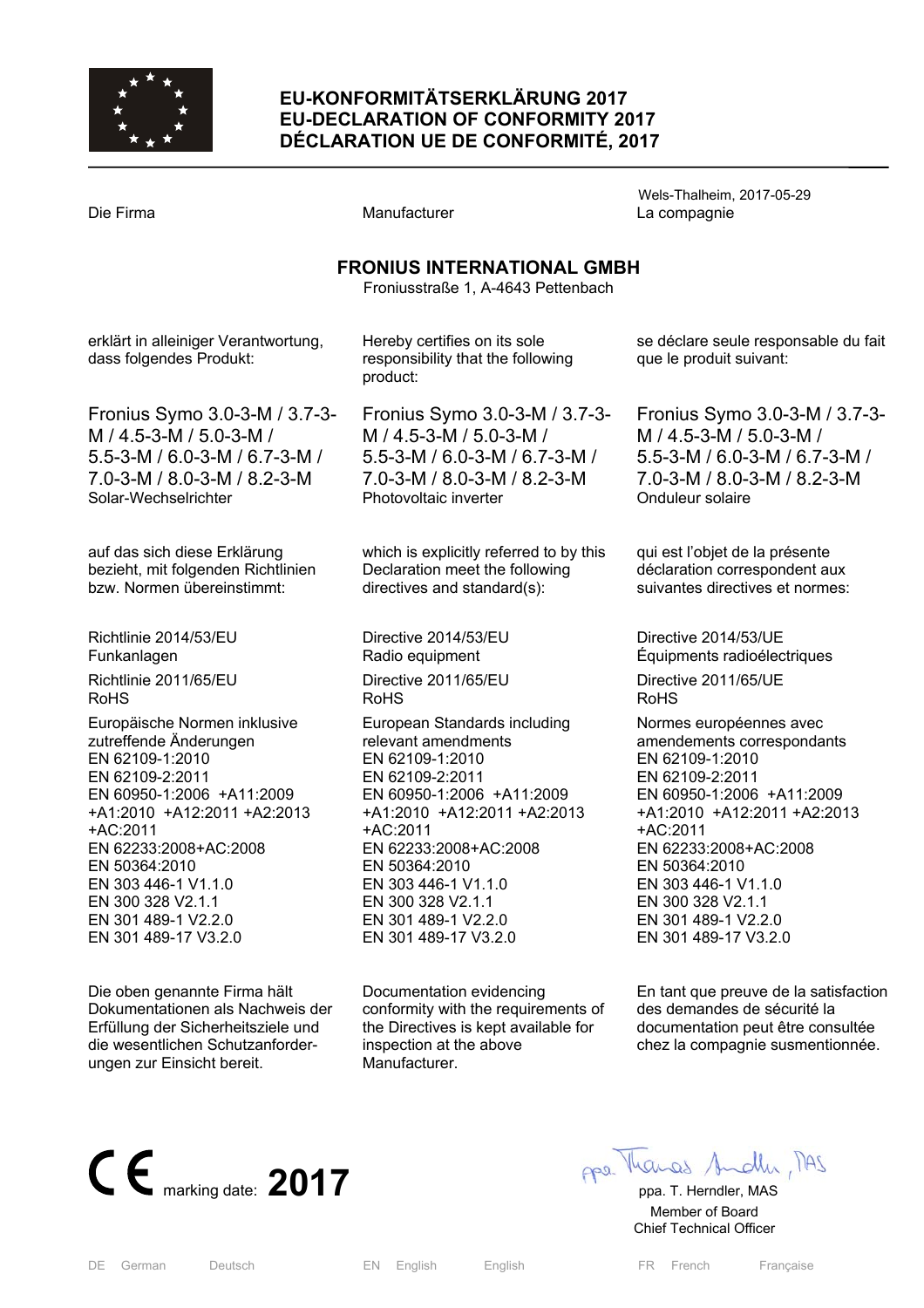# EU-KONFORMITÄTSERKLÄRUNG 2017
# EU-DECLARATION OF CONFORMITY 2017
# DÉCLARATION UE DE CONFORMITÉ, 2017

Wels-Thalheim, 2017-05-29

| Die Firma | Manufacturer | La compagnie |
|---|---|---|

**FRONIUS INTERNATIONAL GMBH**
Froniusstraße 1, A-4643 Pettenbach

| | | |
|---|---|---|
| erklärt in alleiniger Verantwortung, dass folgendes Produkt: | Hereby certifies on its sole responsibility that the following product: | se déclare seule responsable du fait que le produit suivant: |
| Fronius Symo 3.0-3-M / 3.7-3-M / 4.5-3-M / 5.0-3-M / 5.5-3-M / 6.0-3-M / 6.7-3-M / 7.0-3-M / 8.0-3-M / 8.2-3-M<br>Solar-Wechselrichter | Fronius Symo 3.0-3-M / 3.7-3-M / 4.5-3-M / 5.0-3-M / 5.5-3-M / 6.0-3-M / 6.7-3-M / 7.0-3-M / 8.0-3-M / 8.2-3-M<br>Photovoltaic inverter | Fronius Symo 3.0-3-M / 3.7-3-M / 4.5-3-M / 5.0-3-M / 5.5-3-M / 6.0-3-M / 6.7-3-M / 7.0-3-M / 8.0-3-M / 8.2-3-M<br>Onduleur solaire |
| auf das sich diese Erklärung bezieht, mit folgenden Richtlinien bzw. Normen übereinstimmt: | which is explicitly referred to by this Declaration meet the following directives and standard(s): | qui est l'objet de la présente déclaration correspondent aux suivantes directives et normes: |
| Richtlinie 2014/53/EU<br>Funkanlagen | Directive 2014/53/EU<br>Radio equipment | Directive 2014/53/UE<br>Équipments radioélectriques |
| Richtlinie 2011/65/EU<br>RoHS | Directive 2011/65/EU<br>RoHS | Directive 2011/65/UE<br>RoHS |
| Europäische Normen inklusive zutreffende Änderungen<br>EN 62109-1:2010<br>EN 62109-2:2011<br>EN 60950-1:2006 +A11:2009 +A1:2010 +A12:2011 +A2:2013 +AC:2011<br>EN 62233:2008+AC:2008<br>EN 50364:2010<br>EN 303 446-1 V1.1.0<br>EN 300 328 V2.1.1<br>EN 301 489-1 V2.2.0<br>EN 301 489-17 V3.2.0 | European Standards including relevant amendments<br>EN 62109-1:2010<br>EN 62109-2:2011<br>EN 60950-1:2006 +A11:2009 +A1:2010 +A12:2011 +A2:2013 +AC:2011<br>EN 62233:2008+AC:2008<br>EN 50364:2010<br>EN 303 446-1 V1.1.0<br>EN 300 328 V2.1.1<br>EN 301 489-1 V2.2.0<br>EN 301 489-17 V3.2.0 | Normes européennes avec amendements correspondants<br>EN 62109-1:2010<br>EN 62109-2:2011<br>EN 60950-1:2006 +A11:2009 +A1:2010 +A12:2011 +A2:2013 +AC:2011<br>EN 62233:2008+AC:2008<br>EN 50364:2010<br>EN 303 446-1 V1.1.0<br>EN 300 328 V2.1.1<br>EN 301 489-1 V2.2.0<br>EN 301 489-17 V3.2.0 |
| Die oben genannte Firma hält Dokumentationen als Nachweis der Erfüllung der Sicherheitsziele und die wesentlichen Schutzanforderungen zur Einsicht bereit. | Documentation evidencing conformity with the requirements of the Directives is kept available for inspection at the above Manufacturer. | En tant que preuve de la satisfaction des demandes de sécurité la documentation peut être consultée chez la compagnie susmentionnée. |

CE marking date: **2017**

ppa. Thomas Herndler, MAS

ppa. T. Herndler, MAS
Member of Board
Chief Technical Officer

DE German Deutsch EN English English FR French Française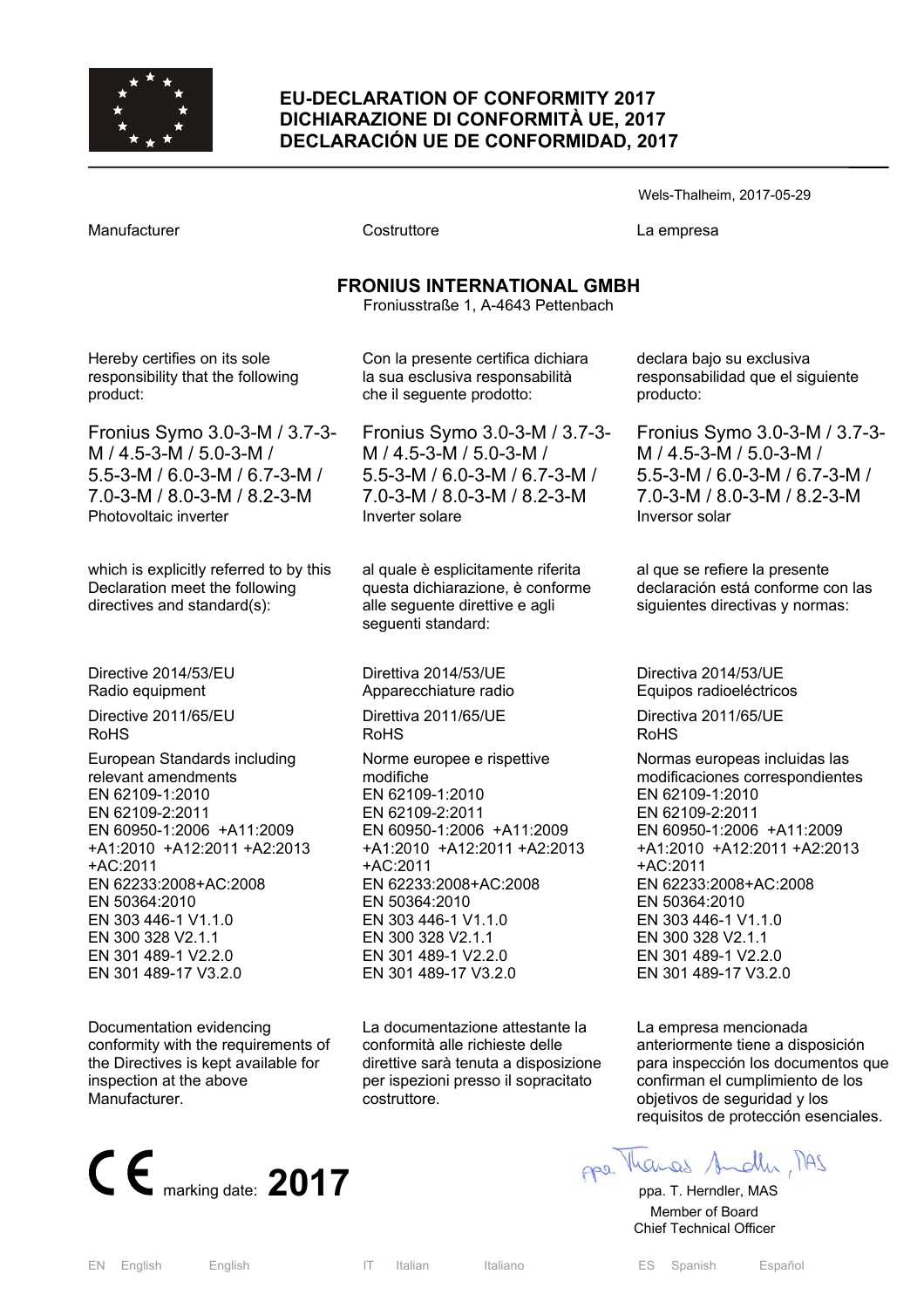# EU-DECLARATION OF CONFORMITY 2017
# DICHIARAZIONE DI CONFORMITÀ UE, 2017
# DECLARACIÓN UE DE CONFORMIDAD, 2017

Wels-Thalheim, 2017-05-29

| Manufacturer | Costruttore | La empresa |
|---|---|---|

**FRONIUS INTERNATIONAL GMBH**
Froniusstraße 1, A-4643 Pettenbach

| | | |
|---|---|---|
| Hereby certifies on its sole responsibility that the following product: | Con la presente certifica dichiara la sua esclusiva responsabilità che il seguente prodotto: | declara bajo su exclusiva responsabilidad que el siguiente producto: |
| Fronius Symo 3.0-3-M / 3.7-3-M / 4.5-3-M / 5.0-3-M / 5.5-3-M / 6.0-3-M / 6.7-3-M / 7.0-3-M / 8.0-3-M / 8.2-3-M<br>Photovoltaic inverter | Fronius Symo 3.0-3-M / 3.7-3-M / 4.5-3-M / 5.0-3-M / 5.5-3-M / 6.0-3-M / 6.7-3-M / 7.0-3-M / 8.0-3-M / 8.2-3-M<br>Inverter solare | Fronius Symo 3.0-3-M / 3.7-3-M / 4.5-3-M / 5.0-3-M / 5.5-3-M / 6.0-3-M / 6.7-3-M / 7.0-3-M / 8.0-3-M / 8.2-3-M<br>Inversor solar |
| which is explicitly referred to by this Declaration meet the following directives and standard(s): | al quale è esplicitamente riferita questa dichiarazione, è conforme alle seguente direttive e agli seguenti standard: | al que se refiere la presente declaración está conforme con las siguientes directivas y normas: |
| Directive 2014/53/EU<br>Radio equipment | Direttiva 2014/53/UE<br>Apparecchiature radio | Directiva 2014/53/UE<br>Equipos radioeléctricos |
| Directive 2011/65/EU<br>RoHS | Direttiva 2011/65/UE<br>RoHS | Directiva 2011/65/UE<br>RoHS |
| European Standards including relevant amendments<br>EN 62109-1:2010<br>EN 62109-2:2011<br>EN 60950-1:2006 +A11:2009 +A1:2010 +A12:2011 +A2:2013 +AC:2011<br>EN 62233:2008+AC:2008<br>EN 50364:2010<br>EN 303 446-1 V1.1.0<br>EN 300 328 V2.1.1<br>EN 301 489-1 V2.2.0<br>EN 301 489-17 V3.2.0 | Norme europee e rispettive modifiche<br>EN 62109-1:2010<br>EN 62109-2:2011<br>EN 60950-1:2006 +A11:2009 +A1:2010 +A12:2011 +A2:2013 +AC:2011<br>EN 62233:2008+AC:2008<br>EN 50364:2010<br>EN 303 446-1 V1.1.0<br>EN 300 328 V2.1.1<br>EN 301 489-1 V2.2.0<br>EN 301 489-17 V3.2.0 | Normas europeas incluidas las modificaciones correspondientes<br>EN 62109-1:2010<br>EN 62109-2:2011<br>EN 60950-1:2006 +A11:2009 +A1:2010 +A12:2011 +A2:2013 +AC:2011<br>EN 62233:2008+AC:2008<br>EN 50364:2010<br>EN 303 446-1 V1.1.0<br>EN 300 328 V2.1.1<br>EN 301 489-1 V2.2.0<br>EN 301 489-17 V3.2.0 |
| Documentation evidencing conformity with the requirements of the Directives is kept available for inspection at the above Manufacturer. | La documentazione attestante la conformità alle richieste delle direttive sarà tenuta a disposizione per ispezioni presso il sopracitato costruttore. | La empresa mencionada anteriormente tiene a disposición para inspección los documentos que confirman el cumplimiento de los objetivos de seguridad y los requisitos de protección esenciales. |

CE marking date: **2017**

ppa. T. Herndler, MAS
Member of Board
Chief Technical Officer

EN English English | IT Italian Italiano | ES Spanish Español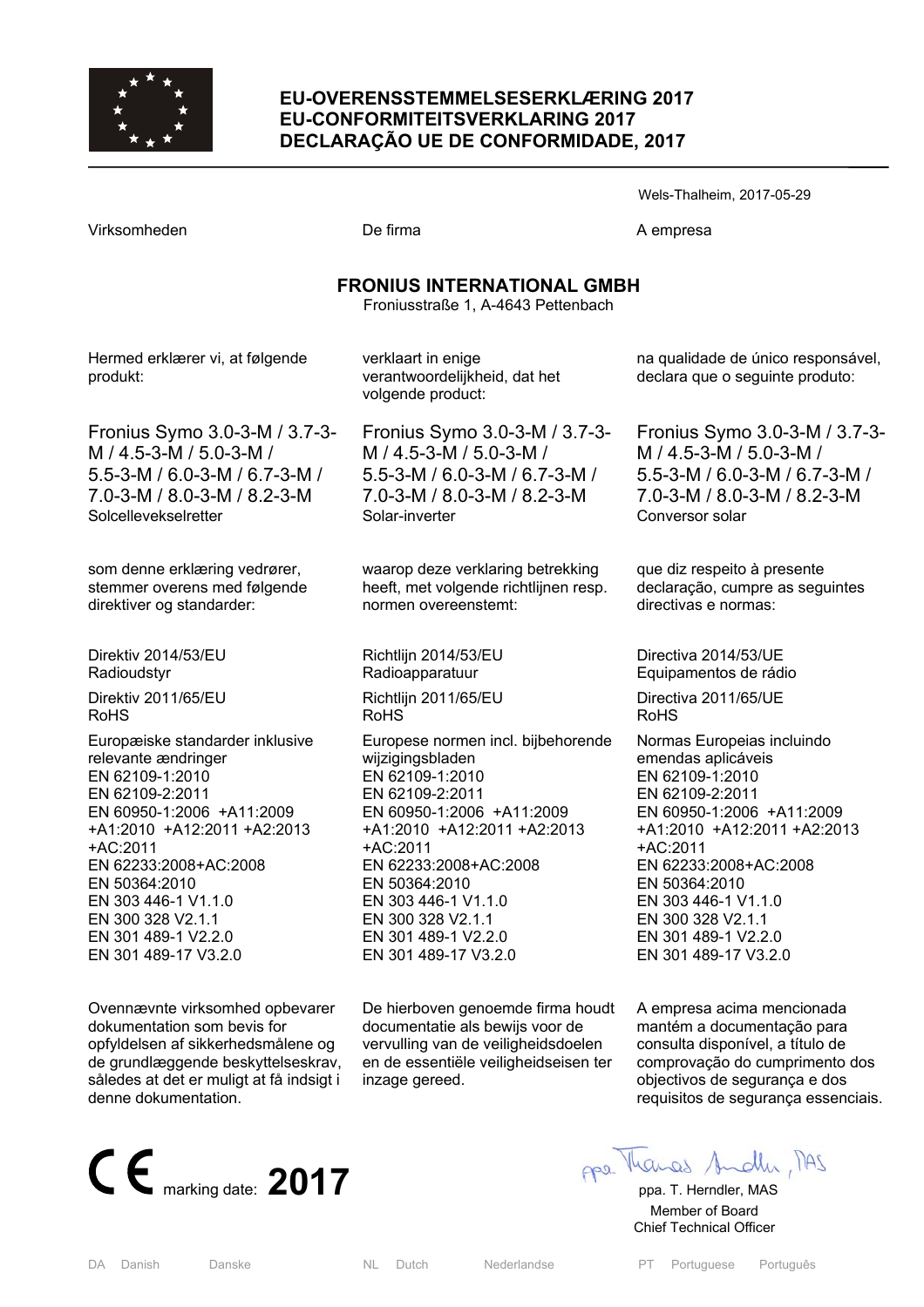# EU-OVERENSSTEMMELSESERKLÆRING 2017
# EU-CONFORMITEITSVERKLARING 2017
# DECLARAÇÃO UE DE CONFORMIDADE, 2017

Wels-Thalheim, 2017-05-29

Virksomheden

**FRONIUS INTERNATIONAL GMBH**
Froniusstraße 1, A-4643 Pettenbach

Hermed erklærer vi, at følgende produkt:

Fronius Symo 3.0-3-M / 3.7-3-M / 4.5-3-M / 5.0-3-M / 5.5-3-M / 6.0-3-M / 6.7-3-M / 7.0-3-M / 8.0-3-M / 8.2-3-M
Solcellevekselretter

som denne erklæring vedrører, stemmer overens med følgende direktiver og standarder:

Direktiv 2014/53/EU
Radioudstyr

Direktiv 2011/65/EU
RoHS

Europæiske standarder inklusive relevante ændringer
EN 62109-1:2010
EN 62109-2:2011
EN 60950-1:2006 +A11:2009 +A1:2010 +A12:2011 +A2:2013 +AC:2011
EN 62233:2008+AC:2008
EN 50364:2010
EN 303 446-1 V1.1.0
EN 300 328 V2.1.1
EN 301 489-1 V2.2.0
EN 301 489-17 V3.2.0

Ovennævnte virksomhed opbevarer dokumentation som bevis for opfyldelsen af sikkerhedsmålene og de grundlæggende beskyttelseskrav, således at det er muligt at få indsigt i denne dokumentation.

De firma

verklaart in enige verantwoordelijkheid, dat het volgende product:

Fronius Symo 3.0-3-M / 3.7-3-M / 4.5-3-M / 5.0-3-M / 5.5-3-M / 6.0-3-M / 6.7-3-M / 7.0-3-M / 8.0-3-M / 8.2-3-M
Solar-inverter

waarop deze verklaring betrekking heeft, met volgende richtlijnen resp. normen overeenstemt:

Richtlijn 2014/53/EU
Radioapparatuur

Richtlijn 2011/65/EU
RoHS

Europese normen incl. bijbehorende wijzigingsbladen
EN 62109-1:2010
EN 62109-2:2011
EN 60950-1:2006 +A11:2009 +A1:2010 +A12:2011 +A2:2013 +AC:2011
EN 62233:2008+AC:2008
EN 50364:2010
EN 303 446-1 V1.1.0
EN 300 328 V2.1.1
EN 301 489-1 V2.2.0
EN 301 489-17 V3.2.0

De hierboven genoemde firma houdt documentatie als bewijs voor de vervulling van de veiligheidsdoelen en de essentiële veiligheidseisen ter inzage gereed.

A empresa

na qualidade de único responsável, declara que o seguinte produto:

Fronius Symo 3.0-3-M / 3.7-3-M / 4.5-3-M / 5.0-3-M / 5.5-3-M / 6.0-3-M / 6.7-3-M / 7.0-3-M / 8.0-3-M / 8.2-3-M
Conversor solar

que diz respeito à presente declaração, cumpre as seguintes directivas e normas:

Directiva 2014/53/UE
Equipamentos de rádio

Directiva 2011/65/UE
RoHS

Normas Europeias incluindo emendas aplicáveis
EN 62109-1:2010
EN 62109-2:2011
EN 60950-1:2006 +A11:2009 +A1:2010 +A12:2011 +A2:2013 +AC:2011
EN 62233:2008+AC:2008
EN 50364:2010
EN 303 446-1 V1.1.0
EN 300 328 V2.1.1
EN 301 489-1 V2.2.0
EN 301 489-17 V3.2.0

A empresa acima mencionada mantém a documentação para consulta disponível, a título de comprovação do cumprimento dos objectivos de segurança e dos requisitos de segurança essenciais.

CE marking date: **2017**

ppa. T. Herndler, MAS
Member of Board
Chief Technical Officer

DA Danish Danske NL Dutch Nederlandse PT Portuguese Português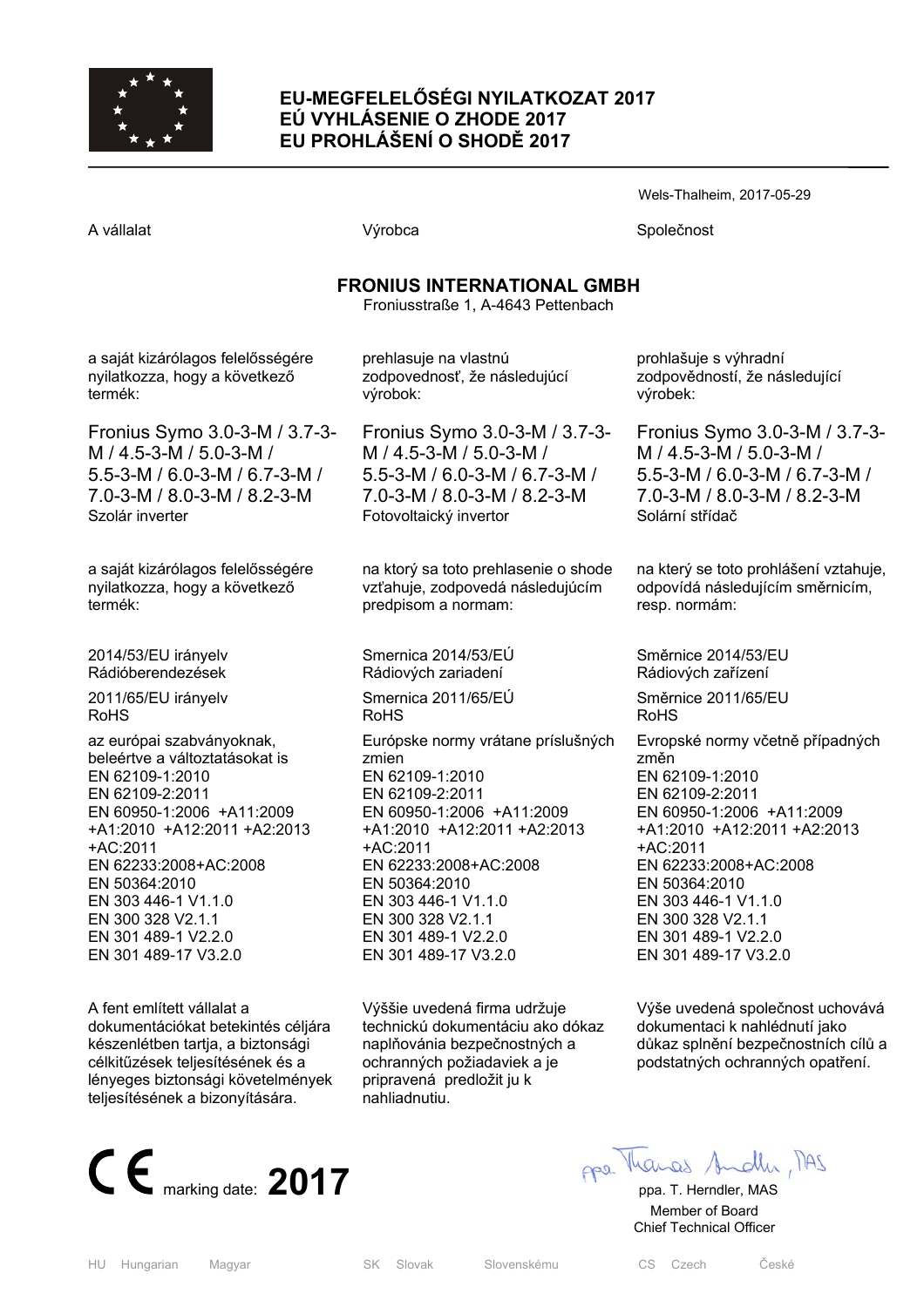# EU-MEGFELELŐSÉGI NYILATKOZAT 2017
# EÚ VYHLÁSENIE O ZHODE 2017
# EU PROHLÁŠENÍ O SHODĚ 2017

Wels-Thalheim, 2017-05-29

A vállalat

Výrobca

Společnost

**FRONIUS INTERNATIONAL GMBH**
Froniusstraße 1, A-4643 Pettenbach

---

## HU – Hungarian – Magyar

a saját kizárólagos felelősségére nyilatkozza, hogy a következő termék:

Fronius Symo 3.0-3-M / 3.7-3-M / 4.5-3-M / 5.0-3-M / 5.5-3-M / 6.0-3-M / 6.7-3-M / 7.0-3-M / 8.0-3-M / 8.2-3-M
Szolár inverter

a saját kizárólagos felelősségére nyilatkozza, hogy a következő termék:

2014/53/EU irányelv
Rádióberendezések

2011/65/EU irányelv
RoHS

az európai szabványoknak, beleértve a változtatásokat is
EN 62109-1:2010
EN 62109-2:2011
EN 60950-1:2006 +A11:2009 +A1:2010 +A12:2011 +A2:2013 +AC:2011
EN 62233:2008+AC:2008
EN 50364:2010
EN 303 446-1 V1.1.0
EN 300 328 V2.1.1
EN 301 489-1 V2.2.0
EN 301 489-17 V3.2.0

A fent említett vállalat a dokumentációkat betekintés céljára készenlétben tartja, a biztonsági célkitűzések teljesítésének és a lényeges biztonsági követelmények teljesítésének a bizonyítására.

## SK – Slovak – Slovenskému

prehlasuje na vlastnú zodpovednosť, že následujúcí výrobok:

Fronius Symo 3.0-3-M / 3.7-3-M / 4.5-3-M / 5.0-3-M / 5.5-3-M / 6.0-3-M / 6.7-3-M / 7.0-3-M / 8.0-3-M / 8.2-3-M
Fotovoltaický invertor

na ktorý sa toto prehlasenie o shode vzťahuje, zodpovedá následujúcím predpisom a normam:

Smernica 2014/53/EÚ
Rádiových zariadení

Smernica 2011/65/EÚ
RoHS

Európske normy vrátane príslušných zmien
EN 62109-1:2010
EN 62109-2:2011
EN 60950-1:2006 +A11:2009 +A1:2010 +A12:2011 +A2:2013 +AC:2011
EN 62233:2008+AC:2008
EN 50364:2010
EN 303 446-1 V1.1.0
EN 300 328 V2.1.1
EN 301 489-1 V2.2.0
EN 301 489-17 V3.2.0

Výššie uvedená firma udržuje technickú dokumentáciu ako dókaz naplňovánia bezpečnostných a ochranných požiadaviek a je pripravená predložit ju k nahliadnutiu.

## CS – Czech – České

prohlašuje s výhradní zodpovědností, že následující výrobek:

Fronius Symo 3.0-3-M / 3.7-3-M / 4.5-3-M / 5.0-3-M / 5.5-3-M / 6.0-3-M / 6.7-3-M / 7.0-3-M / 8.0-3-M / 8.2-3-M
Solární střídač

na který se toto prohlášení vztahuje, odpovídá následujícím směrnicím, resp. normám:

Směrnice 2014/53/EU
Rádiových zařízení

Směrnice 2011/65/EU
RoHS

Evropské normy včetně případných změn
EN 62109-1:2010
EN 62109-2:2011
EN 60950-1:2006 +A11:2009 +A1:2010 +A12:2011 +A2:2013 +AC:2011
EN 62233:2008+AC:2008
EN 50364:2010
EN 303 446-1 V1.1.0
EN 300 328 V2.1.1
EN 301 489-1 V2.2.0
EN 301 489-17 V3.2.0

Výše uvedená společnost uchovává dokumentaci k nahlédnutí jako důkaz splnění bezpečnostních cílů a podstatných ochranných opatření.

---

CE marking date: **2017**

ppa. T. Herndler, MAS
Member of Board
Chief Technical Officer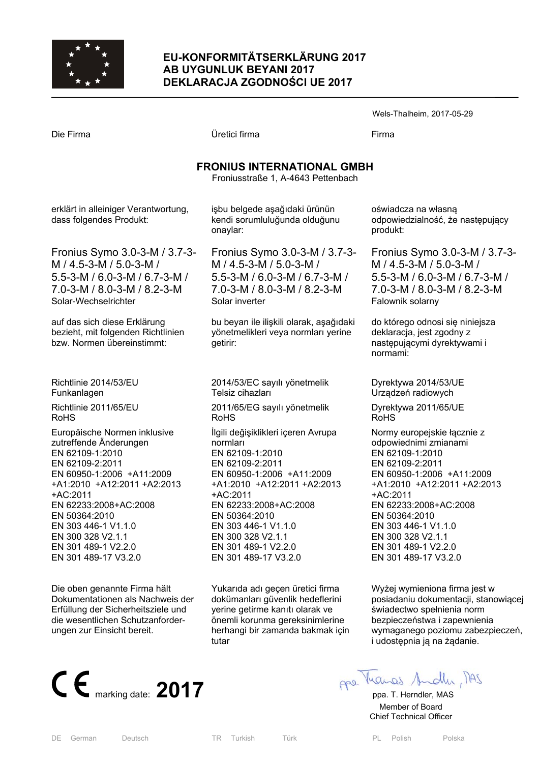# EU-KONFORMITÄTSERKLÄRUNG 2017
# AB UYGUNLUK BEYANI 2017
# DEKLARACJA ZGODNOŚCI UE 2017

Wels-Thalheim, 2017-05-29

| Die Firma | Üretici firma | Firma |
|---|---|---|

**FRONIUS INTERNATIONAL GMBH**
Froniusstraße 1, A-4643 Pettenbach

| DE | TR | PL |
|---|---|---|
| erklärt in alleiniger Verantwortung, dass folgendes Produkt: | işbu belgede aşağıdaki ürünün kendi sorumluluğunda olduğunu onaylar: | oświadcza na własną odpowiedzialność, że następujący produkt: |
| Fronius Symo 3.0-3-M / 3.7-3-M / 4.5-3-M / 5.0-3-M / 5.5-3-M / 6.0-3-M / 6.7-3-M / 7.0-3-M / 8.0-3-M / 8.2-3-M | Fronius Symo 3.0-3-M / 3.7-3-M / 4.5-3-M / 5.0-3-M / 5.5-3-M / 6.0-3-M / 6.7-3-M / 7.0-3-M / 8.0-3-M / 8.2-3-M | Fronius Symo 3.0-3-M / 3.7-3-M / 4.5-3-M / 5.0-3-M / 5.5-3-M / 6.0-3-M / 6.7-3-M / 7.0-3-M / 8.0-3-M / 8.2-3-M |
| Solar-Wechselrichter | Solar inverter | Falownik solarny |
| auf das sich diese Erklärung bezieht, mit folgenden Richtlinien bzw. Normen übereinstimmt: | bu beyan ile ilişkili olarak, aşağıdaki yönetmelikleri veya normları yerine getirir: | do którego odnosi się niniejsza deklaracja, jest zgodny z następującymi dyrektywami i normami: |
| Richtlinie 2014/53/EU Funkanlagen | 2014/53/EC sayılı yönetmelik Telsiz cihazları | Dyrektywa 2014/53/UE Urządzeń radiowych |
| Richtlinie 2011/65/EU RoHS | 2011/65/EG sayılı yönetmelik RoHS | Dyrektywa 2011/65/UE RoHS |
| Europäische Normen inklusive zutreffende Änderungen | İlgili değişiklikleri içeren Avrupa normları | Normy europejskie łącznie z odpowiednimi zmianami |
| EN 62109-1:2010<br>EN 62109-2:2011<br>EN 60950-1:2006 +A11:2009 +A1:2010 +A12:2011 +A2:2013 +AC:2011<br>EN 62233:2008+AC:2008<br>EN 50364:2010<br>EN 303 446-1 V1.1.0<br>EN 300 328 V2.1.1<br>EN 301 489-1 V2.2.0<br>EN 301 489-17 V3.2.0 | EN 62109-1:2010<br>EN 62109-2:2011<br>EN 60950-1:2006 +A11:2009 +A1:2010 +A12:2011 +A2:2013 +AC:2011<br>EN 62233:2008+AC:2008<br>EN 50364:2010<br>EN 303 446-1 V1.1.0<br>EN 300 328 V2.1.1<br>EN 301 489-1 V2.2.0<br>EN 301 489-17 V3.2.0 | EN 62109-1:2010<br>EN 62109-2:2011<br>EN 60950-1:2006 +A11:2009 +A1:2010 +A12:2011 +A2:2013 +AC:2011<br>EN 62233:2008+AC:2008<br>EN 50364:2010<br>EN 303 446-1 V1.1.0<br>EN 300 328 V2.1.1<br>EN 301 489-1 V2.2.0<br>EN 301 489-17 V3.2.0 |
| Die oben genannte Firma hält Dokumentationen als Nachweis der Erfüllung der Sicherheitsziele und die wesentlichen Schutzanforderungen zur Einsicht bereit. | Yukarıda adı geçen üretici firma dokümanları güvenlik hedeflerini yerine getirme kanıtı olarak ve önemli korunma gereksinimlerine herhangi bir zamanda bakmak için tutar | Wyżej wymieniona firma jest w posiadaniu dokumentacji, stanowiącej świadectwo spełnienia norm bezpieczeństwa i zapewnienia wymaganego poziomu zabezpieczeń, i udostępnia ją na żądanie. |

CE marking date: **2017**

ppa. T. Herndler, MAS
Member of Board
Chief Technical Officer

DE German Deutsch — TR Turkish Türk — PL Polish Polska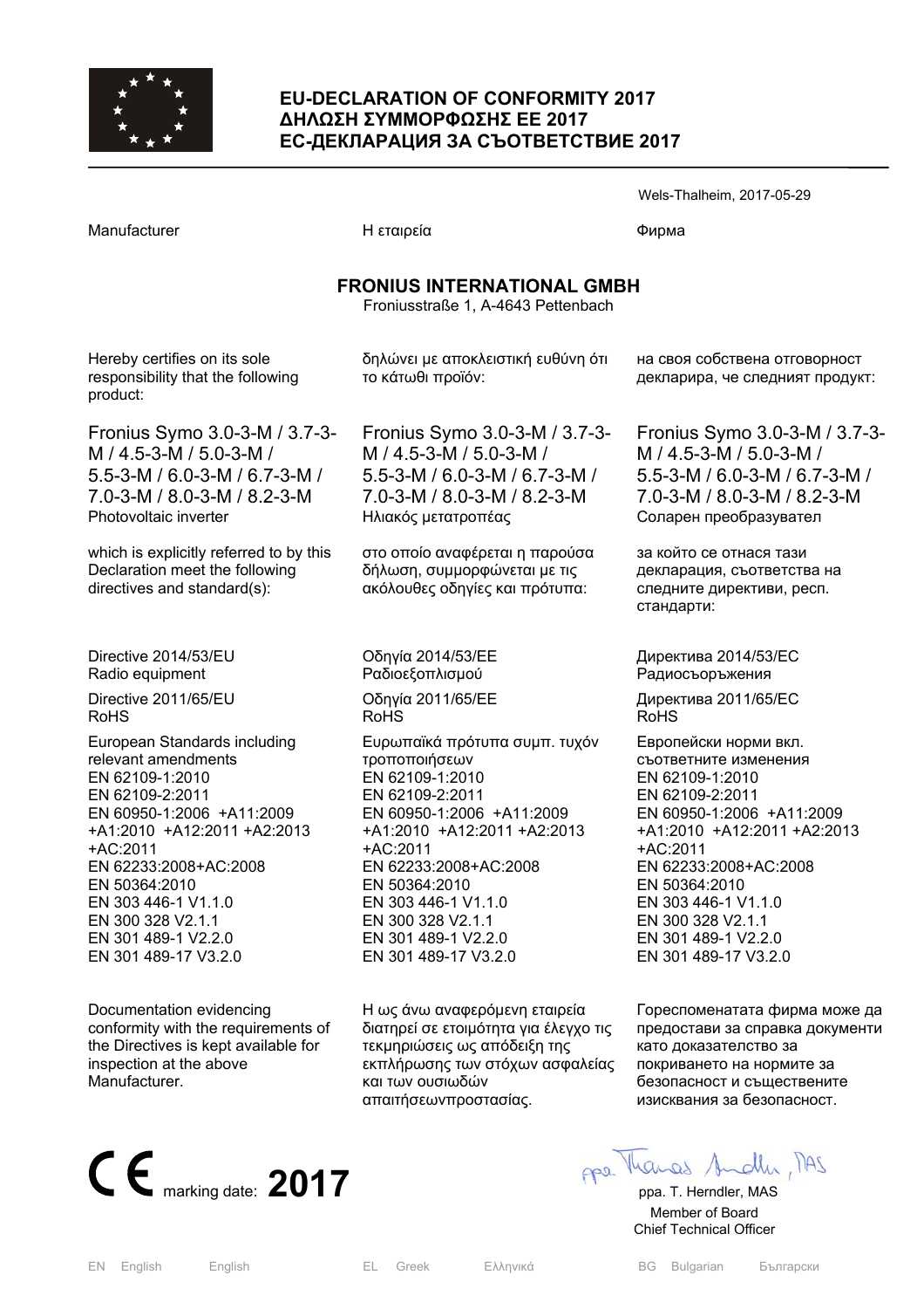# EU-DECLARATION OF CONFORMITY 2017
# ΔΗΛΩΣΗ ΣΥΜΜΟΡΦΩΣΗΣ ΕΕ 2017
# ЕС-ДЕКЛАРАЦИЯ ЗА СЪОТВЕТСТВИЕ 2017

Wels-Thalheim, 2017-05-29

| Manufacturer | Η εταιρεία | Фирма |
|---|---|---|

**FRONIUS INTERNATIONAL GMBH**
Froniusstraße 1, A-4643 Pettenbach

| | | |
|---|---|---|
| Hereby certifies on its sole responsibility that the following product: | δηλώνει με αποκλειστική ευθύνη ότι το κάτωθι προϊόν: | на своя собствена отговорност декларира, че следният продукт: |
| Fronius Symo 3.0-3-M / 3.7-3-M / 4.5-3-M / 5.0-3-M / 5.5-3-M / 6.0-3-M / 6.7-3-M / 7.0-3-M / 8.0-3-M / 8.2-3-M<br>Photovoltaic inverter | Fronius Symo 3.0-3-M / 3.7-3-M / 4.5-3-M / 5.0-3-M / 5.5-3-M / 6.0-3-M / 6.7-3-M / 7.0-3-M / 8.0-3-M / 8.2-3-M<br>Ηλιακός μετατροπέας | Fronius Symo 3.0-3-M / 3.7-3-M / 4.5-3-M / 5.0-3-M / 5.5-3-M / 6.0-3-M / 6.7-3-M / 7.0-3-M / 8.0-3-M / 8.2-3-M<br>Соларен преобразувател |
| which is explicitly referred to by this Declaration meet the following directives and standard(s): | στο οποίο αναφέρεται η παρούσα δήλωση, συμμορφώνεται με τις ακόλουθες οδηγίες και πρότυπα: | за който се отнася тази декларация, съответства на следните директиви, респ. стандарти: |
| Directive 2014/53/EU<br>Radio equipment | Οδηγία 2014/53/ΕΕ<br>Ραδιοεξοπλισμού | Директива 2014/53/ЕС<br>Радиосъоръжения |
| Directive 2011/65/EU<br>RoHS | Οδηγία 2011/65/ΕΕ<br>RoHS | Директива 2011/65/ЕС<br>RoHS |
| European Standards including relevant amendments<br>EN 62109-1:2010<br>EN 62109-2:2011<br>EN 60950-1:2006 +A11:2009 +A1:2010 +A12:2011 +A2:2013 +AC:2011<br>EN 62233:2008+AC:2008<br>EN 50364:2010<br>EN 303 446-1 V1.1.0<br>EN 300 328 V2.1.1<br>EN 301 489-1 V2.2.0<br>EN 301 489-17 V3.2.0 | Ευρωπαϊκά πρότυπα συμπ. τυχόν τροποποιήσεων<br>EN 62109-1:2010<br>EN 62109-2:2011<br>EN 60950-1:2006 +A11:2009 +A1:2010 +A12:2011 +A2:2013 +AC:2011<br>EN 62233:2008+AC:2008<br>EN 50364:2010<br>EN 303 446-1 V1.1.0<br>EN 300 328 V2.1.1<br>EN 301 489-1 V2.2.0<br>EN 301 489-17 V3.2.0 | Европейски норми вкл. съответните изменения<br>EN 62109-1:2010<br>EN 62109-2:2011<br>EN 60950-1:2006 +A11:2009 +A1:2010 +A12:2011 +A2:2013 +AC:2011<br>EN 62233:2008+AC:2008<br>EN 50364:2010<br>EN 303 446-1 V1.1.0<br>EN 300 328 V2.1.1<br>EN 301 489-1 V2.2.0<br>EN 301 489-17 V3.2.0 |
| Documentation evidencing conformity with the requirements of the Directives is kept available for inspection at the above Manufacturer. | Η ως άνω αναφερόμενη εταιρεία διατηρεί σε ετοιμότητα για έλεγχο τις τεκμηριώσεις ως απόδειξη της εκπλήρωσης των στόχων ασφαλείας και των ουσιωδών απαιτήσεωνπροστασίας. | Гореспоменатата фирма може да предостави за справка документи като доказателство за покриването на нормите за безопасност и съществените изисквания за безопасност. |

CE marking date: **2017**

ppa. T. Herndler, MAS
Member of Board
Chief Technical Officer

EN English English | EL Greek Ελληνικά | BG Bulgarian Български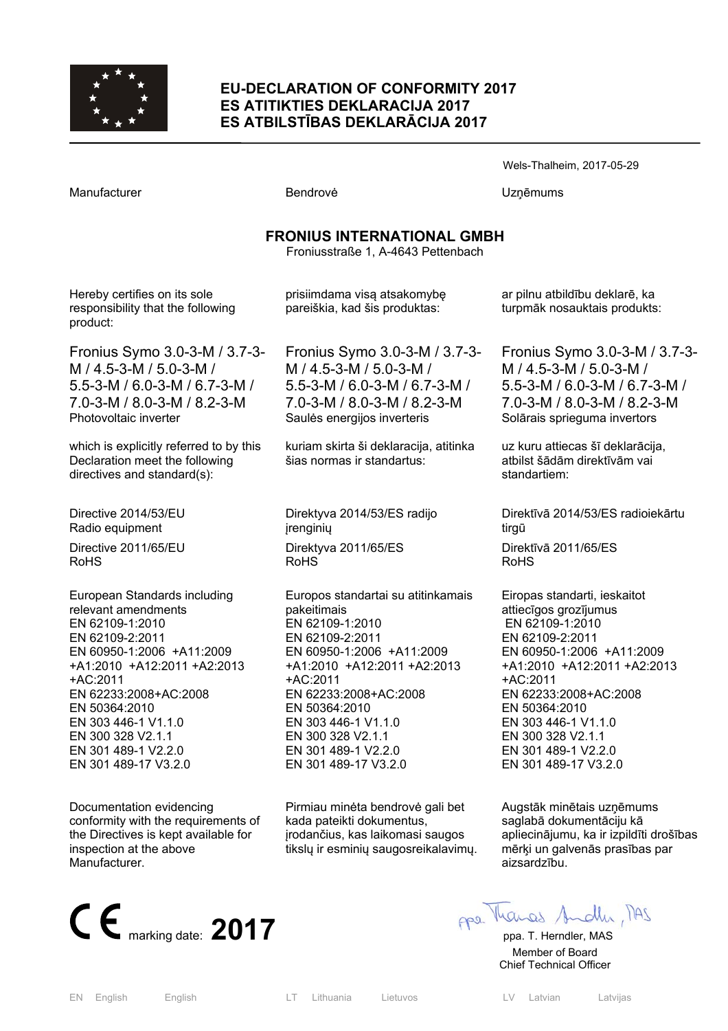# EU-DECLARATION OF CONFORMITY 2017
# ES ATITIKTIES DEKLARACIJA 2017
# ES ATBILSTĪBAS DEKLARĀCIJA 2017

Wels-Thalheim, 2017-05-29

Manufacturer — Bendrovė — Uzņēmums

**FRONIUS INTERNATIONAL GMBH**
Froniusstraße 1, A-4643 Pettenbach

Hereby certifies on its sole responsibility that the following product:

Fronius Symo 3.0-3-M / 3.7-3-M / 4.5-3-M / 5.0-3-M / 5.5-3-M / 6.0-3-M / 6.7-3-M / 7.0-3-M / 8.0-3-M / 8.2-3-M
Photovoltaic inverter

which is explicitly referred to by this Declaration meet the following directives and standard(s):

Directive 2014/53/EU
Radio equipment

Directive 2011/65/EU
RoHS

European Standards including relevant amendments
EN 62109-1:2010
EN 62109-2:2011
EN 60950-1:2006 +A11:2009 +A1:2010 +A12:2011 +A2:2013 +AC:2011
EN 62233:2008+AC:2008
EN 50364:2010
EN 303 446-1 V1.1.0
EN 300 328 V2.1.1
EN 301 489-1 V2.2.0
EN 301 489-17 V3.2.0

Documentation evidencing conformity with the requirements of the Directives is kept available for inspection at the above Manufacturer.

prisiimdama visą atsakomybę pareiškia, kad šis produktas:

Fronius Symo 3.0-3-M / 3.7-3-M / 4.5-3-M / 5.0-3-M / 5.5-3-M / 6.0-3-M / 6.7-3-M / 7.0-3-M / 8.0-3-M / 8.2-3-M
Saulės energijos inverteris

kuriam skirta ši deklaracija, atitinka šias normas ir standartus:

Direktyva 2014/53/ES radijo įrenginių

Direktyva 2011/65/ES
RoHS

Europos standartai su atitinkamais pakeitimais
EN 62109-1:2010
EN 62109-2:2011
EN 60950-1:2006 +A11:2009 +A1:2010 +A12:2011 +A2:2013 +AC:2011
EN 62233:2008+AC:2008
EN 50364:2010
EN 303 446-1 V1.1.0
EN 300 328 V2.1.1
EN 301 489-1 V2.2.0
EN 301 489-17 V3.2.0

Pirmiau minėta bendrovė gali bet kada pateikti dokumentus, įrodančius, kas laikomasi saugos tikslų ir esminių saugosreikalavimų.

ar pilnu atbildību deklarē, ka turpmāk nosauktais produkts:

Fronius Symo 3.0-3-M / 3.7-3-M / 4.5-3-M / 5.0-3-M / 5.5-3-M / 6.0-3-M / 6.7-3-M / 7.0-3-M / 8.0-3-M / 8.2-3-M
Solārais sprieguma invertors

uz kuru attiecas šī deklarācija, atbilst šādām direktīvām vai standartiem:

Direktīvā 2014/53/ES radioiekārtu tirgū

Direktīvā 2011/65/ES
RoHS

Eiropas standarti, ieskaitot attiecīgos grozījumus
EN 62109-1:2010
EN 62109-2:2011
EN 60950-1:2006 +A11:2009 +A1:2010 +A12:2011 +A2:2013 +AC:2011
EN 62233:2008+AC:2008
EN 50364:2010
EN 303 446-1 V1.1.0
EN 300 328 V2.1.1
EN 301 489-1 V2.2.0
EN 301 489-17 V3.2.0

Augstāk minētais uzņēmums saglabā dokumentāciju kā apliecinājumu, ka ir izpildīti drošības mērķi un galvenās prasības par aizsardzību.

CE marking date: **2017**

ppa. T. Herndler, MAS
Member of Board
Chief Technical Officer

EN English English — LT Lithuania Lietuvos — LV Latvian Latvijas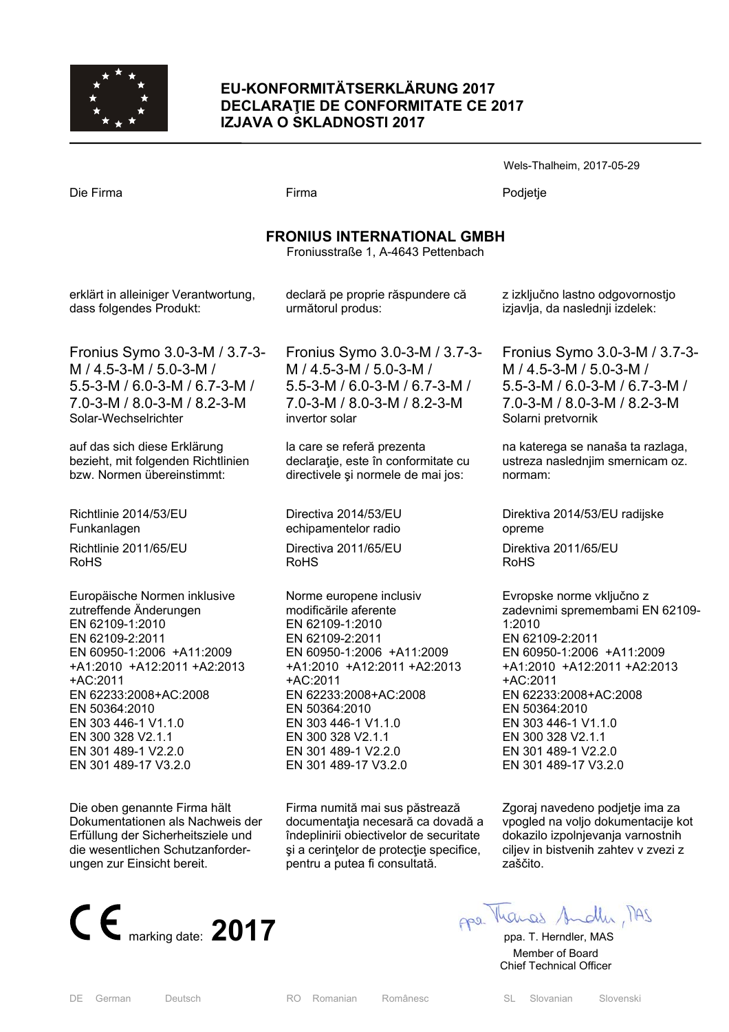# EU-KONFORMITÄTSERKLÄRUNG 2017
# DECLARAŢIE DE CONFORMITATE CE 2017
# IZJAVA O SKLADNOSTI 2017

Wels-Thalheim, 2017-05-29

Die Firma

**FRONIUS INTERNATIONAL GMBH**
Froniusstraße 1, A-4643 Pettenbach

erklärt in alleiniger Verantwortung, dass folgendes Produkt:

Fronius Symo 3.0-3-M / 3.7-3-M / 4.5-3-M / 5.0-3-M / 5.5-3-M / 6.0-3-M / 6.7-3-M / 7.0-3-M / 8.0-3-M / 8.2-3-M
Solar-Wechselrichter

auf das sich diese Erklärung bezieht, mit folgenden Richtlinien bzw. Normen übereinstimmt:

Richtlinie 2014/53/EU
Funkanlagen

Richtlinie 2011/65/EU
RoHS

Europäische Normen inklusive zutreffende Änderungen
EN 62109-1:2010
EN 62109-2:2011
EN 60950-1:2006 +A11:2009 +A1:2010 +A12:2011 +A2:2013 +AC:2011
EN 62233:2008+AC:2008
EN 50364:2010
EN 303 446-1 V1.1.0
EN 300 328 V2.1.1
EN 301 489-1 V2.2.0
EN 301 489-17 V3.2.0

Die oben genannte Firma hält Dokumentationen als Nachweis der Erfüllung der Sicherheitsziele und die wesentlichen Schutzanforderungen zur Einsicht bereit.

Firma

**FRONIUS INTERNATIONAL GMBH**
Froniusstraße 1, A-4643 Pettenbach

declară pe proprie răspundere că următorul produs:

Fronius Symo 3.0-3-M / 3.7-3-M / 4.5-3-M / 5.0-3-M / 5.5-3-M / 6.0-3-M / 6.7-3-M / 7.0-3-M / 8.0-3-M / 8.2-3-M
invertor solar

la care se referă prezenta declaraţie, este în conformitate cu directivele şi normele de mai jos:

Directiva 2014/53/EU
echipamentelor radio

Directiva 2011/65/EU
RoHS

Norme europene inclusiv modificările aferente
EN 62109-1:2010
EN 62109-2:2011
EN 60950-1:2006 +A11:2009 +A1:2010 +A12:2011 +A2:2013 +AC:2011
EN 62233:2008+AC:2008
EN 50364:2010
EN 303 446-1 V1.1.0
EN 300 328 V2.1.1
EN 301 489-1 V2.2.0
EN 301 489-17 V3.2.0

Firma numită mai sus păstrează documentaţia necesară ca dovadă a îndeplinirii obiectivelor de securitate şi a cerinţelor de protecţie specifice, pentru a putea fi consultată.

Podjetje

**FRONIUS INTERNATIONAL GMBH**
Froniusstraße 1, A-4643 Pettenbach

z izključno lastno odgovornostjo izjavlja, da naslednji izdelek:

Fronius Symo 3.0-3-M / 3.7-3-M / 4.5-3-M / 5.0-3-M / 5.5-3-M / 6.0-3-M / 6.7-3-M / 7.0-3-M / 8.0-3-M / 8.2-3-M
Solarni pretvornik

na katerega se nanaša ta razlaga, ustreza naslednjim smernicam oz. normam:

Direktiva 2014/53/EU radijske opreme

Direktiva 2011/65/EU
RoHS

Evropske norme vključno z zadevnimi spremembami EN 62109-1:2010
EN 62109-2:2011
EN 60950-1:2006 +A11:2009 +A1:2010 +A12:2011 +A2:2013 +AC:2011
EN 62233:2008+AC:2008
EN 50364:2010
EN 303 446-1 V1.1.0
EN 300 328 V2.1.1
EN 301 489-1 V2.2.0
EN 301 489-17 V3.2.0

Zgoraj navedeno podjetje ima za vpogled na voljo dokumentacije kot dokazilo izpolnjevanja varnostnih ciljev in bistvenih zahtev v zvezi z zaščito.

CE marking date: **2017**

ppa. T. Herndler, MAS
Member of Board
Chief Technical Officer

DE German Deutsch | RO Romanian Românesc | SL Slovanian Slovenski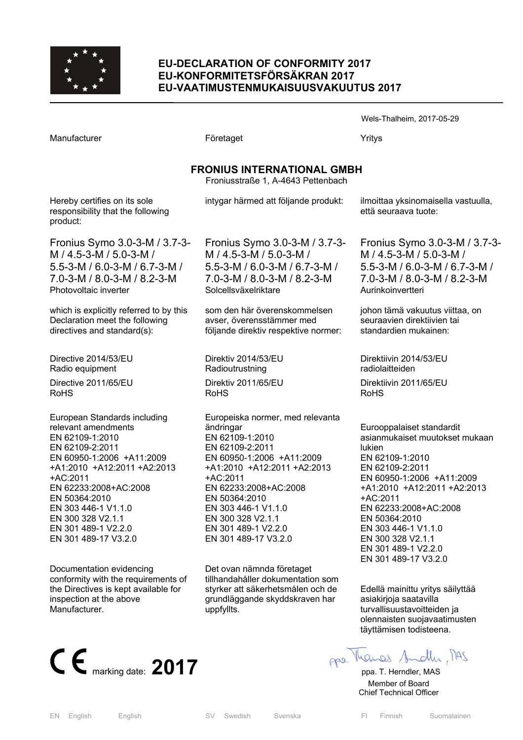# EU-DECLARATION OF CONFORMITY 2017
# EU-KONFORMITETSFÖRSÄKRAN 2017
# EU-VAATIMUSTENMUKAISUUSVAKUUTUS 2017

Wels-Thalheim, 2017-05-29

| Manufacturer | Företaget | Yritys |
|---|---|---|

**FRONIUS INTERNATIONAL GMBH**
Froniusstraße 1, A-4643 Pettenbach

| | | |
|---|---|---|
| Hereby certifies on its sole responsibility that the following product: | intygar härmed att följande produkt: | ilmoittaa yksinomaisella vastuulla, että seuraava tuote: |
| Fronius Symo 3.0-3-M / 3.7-3-M / 4.5-3-M / 5.0-3-M / 5.5-3-M / 6.0-3-M / 6.7-3-M / 7.0-3-M / 8.0-3-M / 8.2-3-M<br>Photovoltaic inverter | Fronius Symo 3.0-3-M / 3.7-3-M / 4.5-3-M / 5.0-3-M / 5.5-3-M / 6.0-3-M / 6.7-3-M / 7.0-3-M / 8.0-3-M / 8.2-3-M<br>Solcellsväxelriktare | Fronius Symo 3.0-3-M / 3.7-3-M / 4.5-3-M / 5.0-3-M / 5.5-3-M / 6.0-3-M / 6.7-3-M / 7.0-3-M / 8.0-3-M / 8.2-3-M<br>Aurinkoinvertteri |
| which is explicitly referred to by this Declaration meet the following directives and standard(s): | som den här överenskommelsen avser, överensstämmer med följande direktiv respektive normer: | johon tämä vakuutus viittaa, on seuraavien direktiivien tai standardien mukainen: |
| Directive 2014/53/EU<br>Radio equipment | Direktiv 2014/53/EU<br>Radioutrustning | Direktiivin 2014/53/EU<br>radiolaitteiden |
| Directive 2011/65/EU<br>RoHS | Direktiv 2011/65/EU<br>RoHS | Direktiivin 2011/65/EU<br>RoHS |
| European Standards including relevant amendments<br>EN 62109-1:2010<br>EN 62109-2:2011<br>EN 60950-1:2006 +A11:2009 +A1:2010 +A12:2011 +A2:2013 +AC:2011<br>EN 62233:2008+AC:2008<br>EN 50364:2010<br>EN 303 446-1 V1.1.0<br>EN 300 328 V2.1.1<br>EN 301 489-1 V2.2.0<br>EN 301 489-17 V3.2.0 | Europeiska normer, med relevanta ändringar<br>EN 62109-1:2010<br>EN 62109-2:2011<br>EN 60950-1:2006 +A11:2009 +A1:2010 +A12:2011 +A2:2013 +AC:2011<br>EN 62233:2008+AC:2008<br>EN 50364:2010<br>EN 303 446-1 V1.1.0<br>EN 300 328 V2.1.1<br>EN 301 489-1 V2.2.0<br>EN 301 489-17 V3.2.0 | Eurooppalaiset standardit asianmukaiset muutokset mukaan lukien<br>EN 62109-1:2010<br>EN 62109-2:2011<br>EN 60950-1:2006 +A11:2009 +A1:2010 +A12:2011 +A2:2013 +AC:2011<br>EN 62233:2008+AC:2008<br>EN 50364:2010<br>EN 303 446-1 V1.1.0<br>EN 300 328 V2.1.1<br>EN 301 489-1 V2.2.0<br>EN 301 489-17 V3.2.0 |
| Documentation evidencing conformity with the requirements of the Directives is kept available for inspection at the above Manufacturer. | Det ovan nämnda företaget tillhandahåller dokumentation som styrker att säkerhetsmålen och de grundläggande skyddskraven har uppfyllts. | Edellä mainittu yritys säilyttää asiakirjoja saatavilla turvallisuustavoitteiden ja olennaisten suojavaatimusten täyttämisen todisteena. |

CE marking date: **2017**

ppa. T. Herndler, MAS
Member of Board
Chief Technical Officer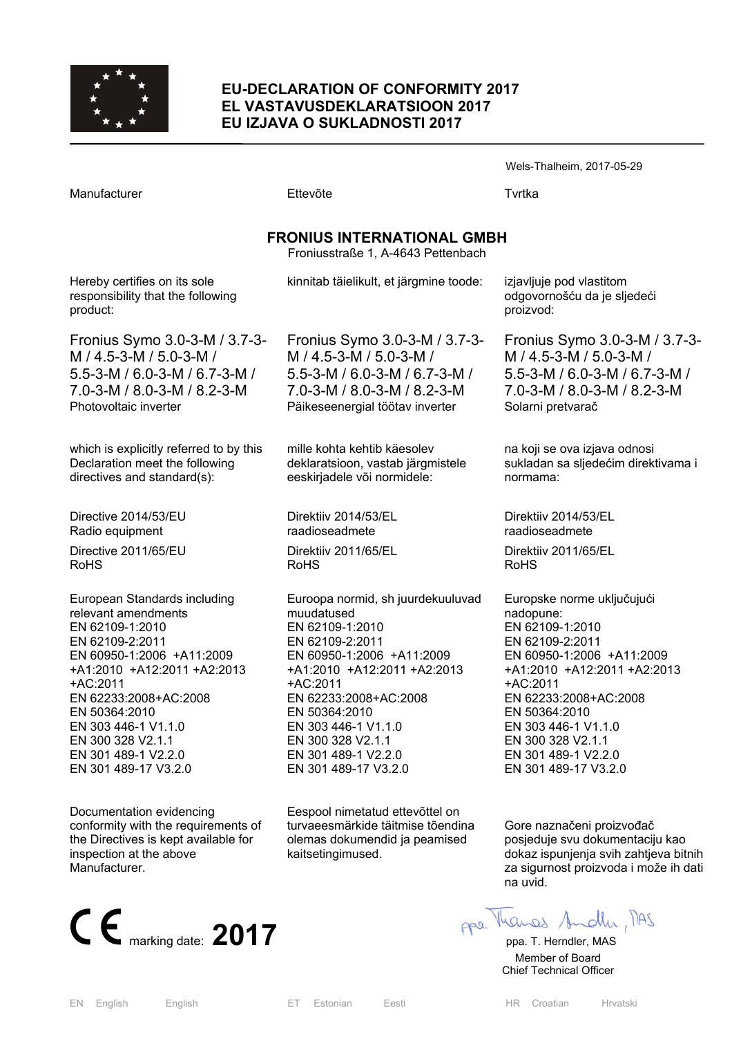# EU-DECLARATION OF CONFORMITY 2017
# EL VASTAVUSDEKLARATSIOON 2017
# EU IZJAVA O SUKLADNOSTI 2017

Wels-Thalheim, 2017-05-29

| Manufacturer | Ettevõte | Tvrtka |
|---|---|---|

**FRONIUS INTERNATIONAL GMBH**
Froniusstraße 1, A-4643 Pettenbach

| | | |
|---|---|---|
| Hereby certifies on its sole responsibility that the following product: | kinnitab täielikult, et järgmine toode: | izjavljuje pod vlastitom odgovornošću da je sljedeći proizvod: |
| Fronius Symo 3.0-3-M / 3.7-3-M / 4.5-3-M / 5.0-3-M / 5.5-3-M / 6.0-3-M / 6.7-3-M / 7.0-3-M / 8.0-3-M / 8.2-3-M<br>Photovoltaic inverter | Fronius Symo 3.0-3-M / 3.7-3-M / 4.5-3-M / 5.0-3-M / 5.5-3-M / 6.0-3-M / 6.7-3-M / 7.0-3-M / 8.0-3-M / 8.2-3-M<br>Päikeseenergial töötav inverter | Fronius Symo 3.0-3-M / 3.7-3-M / 4.5-3-M / 5.0-3-M / 5.5-3-M / 6.0-3-M / 6.7-3-M / 7.0-3-M / 8.0-3-M / 8.2-3-M<br>Solarni pretvarač |
| which is explicitly referred to by this Declaration meet the following directives and standard(s): | mille kohta kehtib käesolev deklaratsioon, vastab järgmistele eeskirjadele või normidele: | na koji se ova izjava odnosi sukladan sa sljedećim direktivama i normama: |
| Directive 2014/53/EU<br>Radio equipment | Direktiiv 2014/53/EL<br>raadioseadmete | Direktiiv 2014/53/EL<br>raadioseadmete |
| Directive 2011/65/EU<br>RoHS | Direktiiv 2011/65/EL<br>RoHS | Direktiiv 2011/65/EL<br>RoHS |
| European Standards including relevant amendments<br>EN 62109-1:2010<br>EN 62109-2:2011<br>EN 60950-1:2006 +A11:2009 +A1:2010 +A12:2011 +A2:2013 +AC:2011<br>EN 62233:2008+AC:2008<br>EN 50364:2010<br>EN 303 446-1 V1.1.0<br>EN 300 328 V2.1.1<br>EN 301 489-1 V2.2.0<br>EN 301 489-17 V3.2.0 | Euroopa normid, sh juurdekuuluvad muudatused<br>EN 62109-1:2010<br>EN 62109-2:2011<br>EN 60950-1:2006 +A11:2009 +A1:2010 +A12:2011 +A2:2013 +AC:2011<br>EN 62233:2008+AC:2008<br>EN 50364:2010<br>EN 303 446-1 V1.1.0<br>EN 300 328 V2.1.1<br>EN 301 489-1 V2.2.0<br>EN 301 489-17 V3.2.0 | Europske norme uključujući nadopune:<br>EN 62109-1:2010<br>EN 62109-2:2011<br>EN 60950-1:2006 +A11:2009 +A1:2010 +A12:2011 +A2:2013 +AC:2011<br>EN 62233:2008+AC:2008<br>EN 50364:2010<br>EN 303 446-1 V1.1.0<br>EN 300 328 V2.1.1<br>EN 301 489-1 V2.2.0<br>EN 301 489-17 V3.2.0 |
| Documentation evidencing conformity with the requirements of the Directives is kept available for inspection at the above Manufacturer. | Eespool nimetatud ettevõttel on turvaeesmärkide täitmise tõendina olemas dokumendid ja peamised kaitsetingimused. | Gore naznačeni proizvođač posjeduje svu dokumentaciju kao dokaz ispunjenja svih zahtjeva bitnih za sigurnost proizvoda i može ih dati na uvid. |

CE marking date: **2017**

ppa. T. Herndler, MAS
Member of Board
Chief Technical Officer

EN English English | ET Estonian Eesti | HR Croatian Hrvatski